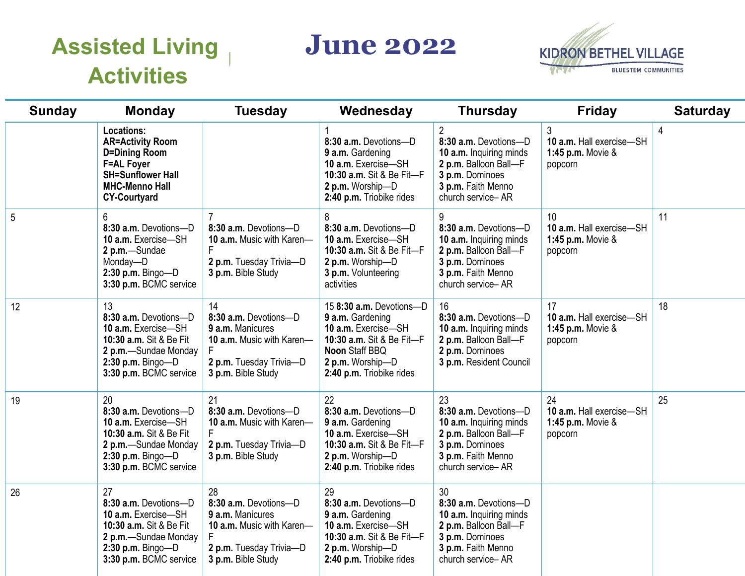# Assisted Living Activities

# June 2022

KIDRON BETHEL VILLAGE
BLUESTEM COMMUNITIES

| Sunday | Monday | Tuesday | Wednesday | Thursday | Friday | Saturday |
|---|---|---|---|---|---|---|
| | **Locations:**<br>**AR=Activity Room**<br>**D=Dining Room**<br>**F=AL Foyer**<br>**SH=Sunflower Hall**<br>**MHC-Menno Hall**<br>**CY-Courtyard** | | 1<br>**8:30 a.m.** Devotions—D<br>**9 a.m.** Gardening<br>**10 a.m.** Exercise—SH<br>**10:30 a.m.** Sit & Be Fit—F<br>**2 p.m.** Worship—D<br>**2:40 p.m.** Triobike rides | 2<br>**8:30 a.m.** Devotions—D<br>**10 a.m.** Inquiring minds<br>**2 p.m.** Balloon Ball—F<br>**3 p.m.** Dominoes<br>**3 p.m.** Faith Menno church service– AR | 3<br>**10 a.m.** Hall exercise—SH<br>**1:45 p.m.** Movie & popcorn | 4 |
| 5 | 6<br>**8:30 a.m.** Devotions—D<br>**10 a.m.** Exercise—SH<br>**2 p.m.**—Sundae Monday—D<br>**2:30 p.m.** Bingo—D<br>**3:30 p.m.** BCMC service | 7<br>**8:30 a.m.** Devotions—D<br>**10 a.m.** Music with Karen—F<br>**2 p.m.** Tuesday Trivia—D<br>**3 p.m.** Bible Study | 8<br>**8:30 a.m.** Devotions—D<br>**10 a.m.** Exercise—SH<br>**10:30 a.m.** Sit & Be Fit—F<br>**2 p.m.** Worship—D<br>**3 p.m.** Volunteering activities | 9<br>**8:30 a.m.** Devotions—D<br>**10 a.m.** Inquiring minds<br>**2 p.m.** Balloon Ball—F<br>**3 p.m.** Dominoes<br>**3 p.m.** Faith Menno church service– AR | 10<br>**10 a.m.** Hall exercise—SH<br>**1:45 p.m.** Movie & popcorn | 11 |
| 12 | 13<br>**8:30 a.m.** Devotions—D<br>**10 a.m.** Exercise—SH<br>**10:30 a.m.** Sit & Be Fit<br>**2 p.m.**—Sundae Monday<br>**2:30 p.m.** Bingo—D<br>**3:30 p.m.** BCMC service | 14<br>**8:30 a.m.** Devotions—D<br>**9 a.m.** Manicures<br>**10 a.m.** Music with Karen—F<br>**2 p.m.** Tuesday Trivia—D<br>**3 p.m.** Bible Study | 15 **8:30 a.m.** Devotions—D<br>**9 a.m.** Gardening<br>**10 a.m.** Exercise—SH<br>**10:30 a.m.** Sit & Be Fit—F<br>**Noon** Staff BBQ<br>**2 p.m.** Worship—D<br>**2:40 p.m.** Triobike rides | 16<br>**8:30 a.m.** Devotions—D<br>**10 a.m.** Inquiring minds<br>**2 p.m.** Balloon Ball—F<br>**2 p.m.** Dominoes<br>**3 p.m.** Resident Council | 17<br>**10 a.m.** Hall exercise—SH<br>**1:45 p.m.** Movie & popcorn | 18 |
| 19 | 20<br>**8:30 a.m.** Devotions—D<br>**10 a.m.** Exercise—SH<br>**10:30 a.m.** Sit & Be Fit<br>**2 p.m.**—Sundae Monday<br>**2:30 p.m.** Bingo—D<br>**3:30 p.m.** BCMC service | 21<br>**8:30 a.m.** Devotions—D<br>**10 a.m.** Music with Karen—F<br>**2 p.m.** Tuesday Trivia—D<br>**3 p.m.** Bible Study | 22<br>**8:30 a.m.** Devotions—D<br>**9 a.m.** Gardening<br>**10 a.m.** Exercise—SH<br>**10:30 a.m.** Sit & Be Fit—F<br>**2 p.m.** Worship—D<br>**2:40 p.m.** Triobike rides | 23<br>**8:30 a.m.** Devotions—D<br>**10 a.m.** Inquiring minds<br>**2 p.m.** Balloon Ball—F<br>**3 p.m.** Dominoes<br>**3 p.m.** Faith Menno church service– AR | 24<br>**10 a.m.** Hall exercise—SH<br>**1:45 p.m.** Movie & popcorn | 25 |
| 26 | 27<br>**8:30 a.m.** Devotions—D<br>**10 a.m.** Exercise—SH<br>**10:30 a.m.** Sit & Be Fit<br>**2 p.m.**—Sundae Monday<br>**2:30 p.m.** Bingo—D<br>**3:30 p.m.** BCMC service | 28<br>**8:30 a.m.** Devotions—D<br>**9 a.m.** Manicures<br>**10 a.m.** Music with Karen—F<br>**2 p.m.** Tuesday Trivia—D<br>**3 p.m.** Bible Study | 29<br>**8:30 a.m.** Devotions—D<br>**9 a.m.** Gardening<br>**10 a.m.** Exercise—SH<br>**10:30 a.m.** Sit & Be Fit—F<br>**2 p.m.** Worship—D<br>**2:40 p.m.** Triobike rides | 30<br>**8:30 a.m.** Devotions—D<br>**10 a.m.** Inquiring minds<br>**2 p.m.** Balloon Ball—F<br>**3 p.m.** Dominoes<br>**3 p.m.** Faith Menno church service– AR | | |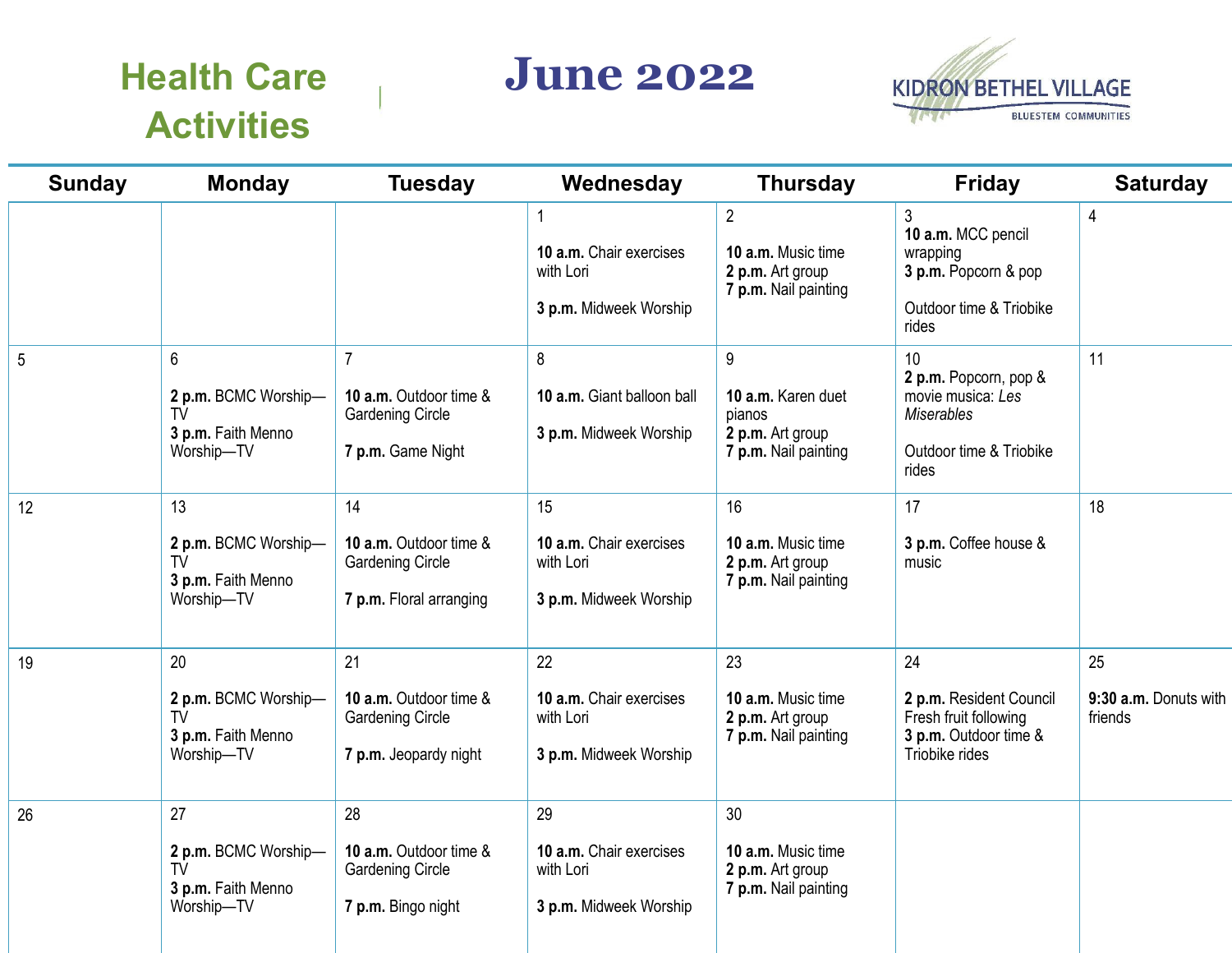# Health Care Activities

# June 2022

KIDRON BETHEL VILLAGE
BLUESTEM COMMUNITIES

| Sunday | Monday | Tuesday | Wednesday | Thursday | Friday | Saturday |
|---|---|---|---|---|---|---|
| | | | 1<br><br>**10 a.m.** Chair exercises with Lori<br><br>**3 p.m.** Midweek Worship | 2<br><br>**10 a.m.** Music time<br>**2 p.m.** Art group<br>**7 p.m.** Nail painting | 3<br>**10 a.m.** MCC pencil wrapping<br>**3 p.m.** Popcorn & pop<br><br>Outdoor time & Triobike rides | 4 |
| 5 | 6<br><br>**2 p.m.** BCMC Worship—TV<br>**3 p.m.** Faith Menno Worship—TV | 7<br><br>**10 a.m.** Outdoor time & Gardening Circle<br><br>**7 p.m.** Game Night | 8<br><br>**10 a.m.** Giant balloon ball<br><br>**3 p.m.** Midweek Worship | 9<br><br>**10 a.m.** Karen duet pianos<br>**2 p.m.** Art group<br>**7 p.m.** Nail painting | 10<br>**2 p.m.** Popcorn, pop & movie musica: *Les Miserables*<br><br>Outdoor time & Triobike rides | 11 |
| 12 | 13<br><br>**2 p.m.** BCMC Worship—TV<br>**3 p.m.** Faith Menno Worship—TV | 14<br><br>**10 a.m.** Outdoor time & Gardening Circle<br><br>**7 p.m.** Floral arranging | 15<br><br>**10 a.m.** Chair exercises with Lori<br><br>**3 p.m.** Midweek Worship | 16<br><br>**10 a.m.** Music time<br>**2 p.m.** Art group<br>**7 p.m.** Nail painting | 17<br><br>**3 p.m.** Coffee house & music | 18 |
| 19 | 20<br><br>**2 p.m.** BCMC Worship—TV<br>**3 p.m.** Faith Menno Worship—TV | 21<br><br>**10 a.m.** Outdoor time & Gardening Circle<br><br>**7 p.m.** Jeopardy night | 22<br><br>**10 a.m.** Chair exercises with Lori<br><br>**3 p.m.** Midweek Worship | 23<br><br>**10 a.m.** Music time<br>**2 p.m.** Art group<br>**7 p.m.** Nail painting | 24<br><br>**2 p.m.** Resident Council Fresh fruit following<br>**3 p.m.** Outdoor time & Triobike rides | 25<br><br>**9:30 a.m.** Donuts with friends |
| 26 | 27<br><br>**2 p.m.** BCMC Worship—TV<br>**3 p.m.** Faith Menno Worship—TV | 28<br><br>**10 a.m.** Outdoor time & Gardening Circle<br><br>**7 p.m.** Bingo night | 29<br><br>**10 a.m.** Chair exercises with Lori<br><br>**3 p.m.** Midweek Worship | 30<br><br>**10 a.m.** Music time<br>**2 p.m.** Art group<br>**7 p.m.** Nail painting | | |